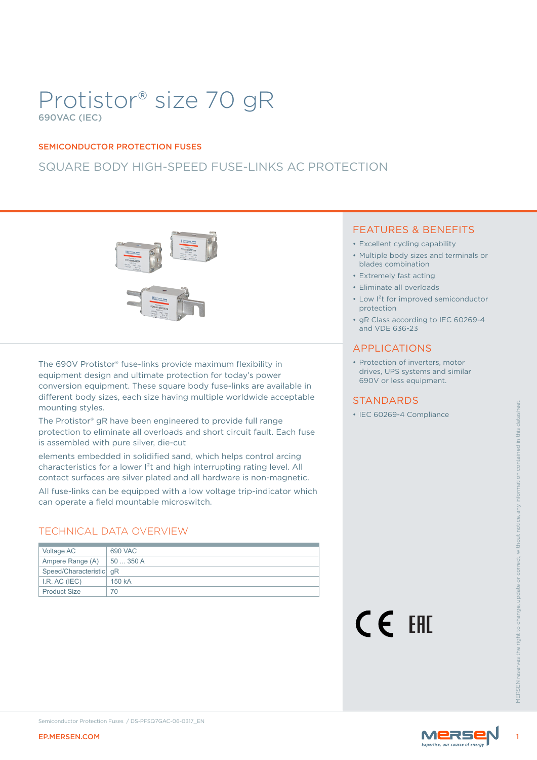# Protistor® size 70 gR

690VAC (IEC)

SEMICONDUCTOR PROTECTION FUSES

## SQUARE BODY HIGH-SPEED FUSE-LINKS AC PROTECTION

The 690V Protistor® fuse-links provide maximum flexibility in equipment design and ultimate protection for today's power conversion equipment. These square body fuse-links are available in different body sizes, each size having multiple worldwide acceptable mounting styles.

The Protistor® gR have been engineered to provide full range protection to eliminate all overloads and short circuit fault. Each fuse is assembled with pure silver, die-cut

elements embedded in solidified sand, which helps control arcing characteristics for a lower $I^2t$ and high interrupting rating level. All contact surfaces are silver plated and all hardware is non-magnetic.

All fuse-links can be equipped with a low voltage trip-indicator which can operate a field mountable microswitch.

## TECHNICAL DATA OVERVIEW

| | |
|---|---|
| Voltage AC | 690 VAC |
| Ampere Range (A) | 50 ... 350 A |
| Speed/Characteristic | gR |
| I.R. AC (IEC) | 150 kA |
| Product Size | 70 |

## FEATURES & BENEFITS

- Excellent cycling capability
- Multiple body sizes and terminals or blades combination
- Extremely fast acting
- Eliminate all overloads
- Low $I^2t$ for improved semiconductor protection
- gR Class according to IEC 60269-4 and VDE 636-23

## APPLICATIONS

- Protection of inverters, motor drives, UPS systems and similar 690V or less equipment.

## STANDARDS

- IEC 60269-4 Compliance

MERSEN reserves the right to change, update or correct, without notice, any information contained in this datasheet.

Semiconductor Protection Fuses / DS-PFSQ7GAC-06-0317_EN

EP.MERSEN.COM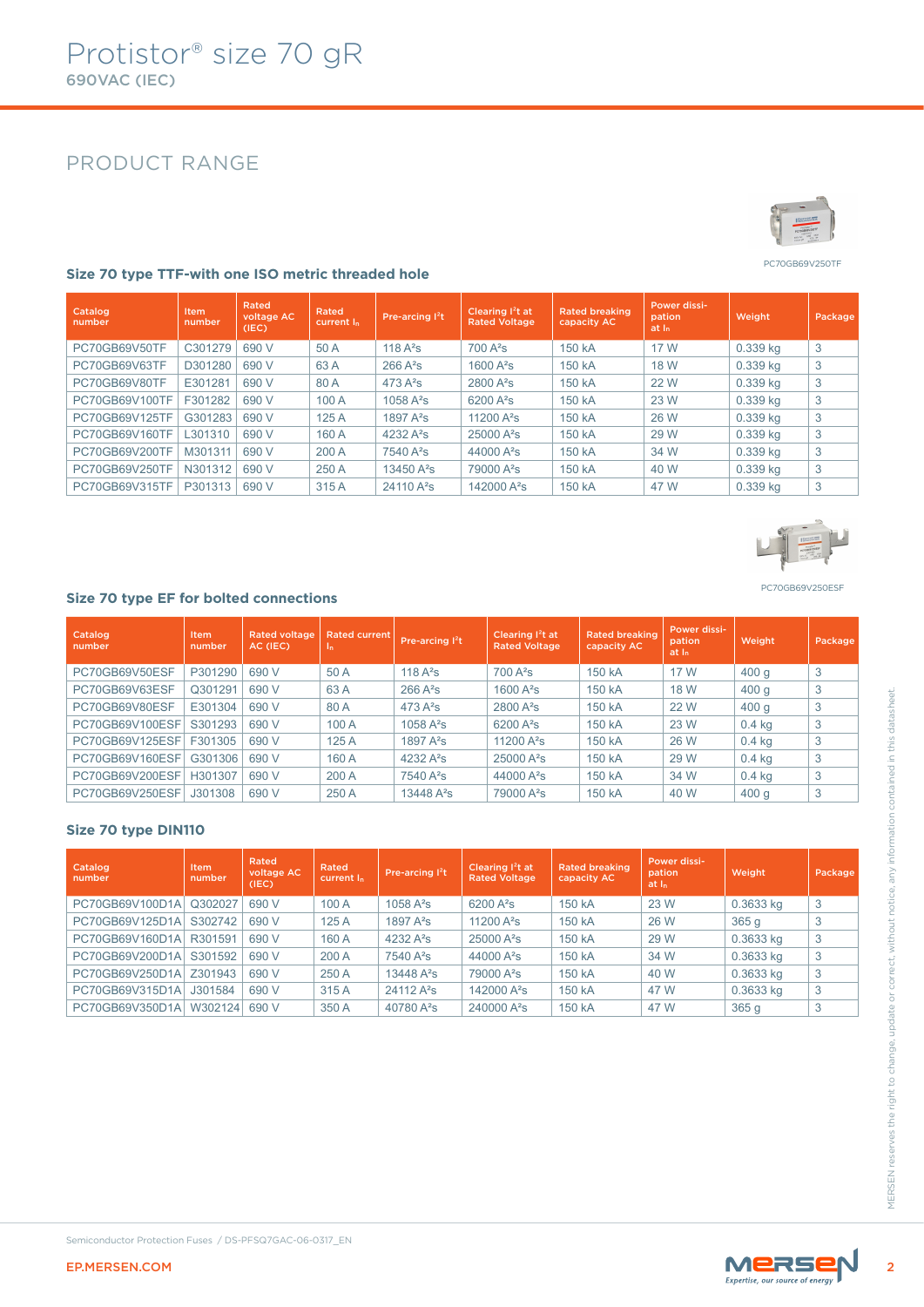# Protistor® size 70 gR

690VAC (IEC)

## PRODUCT RANGE

PC70GB69V250TF

### Size 70 type TTF-with one ISO metric threaded hole

| Catalog number | Item number | Rated voltage AC (IEC) | Rated current $I_n$ | Pre-arcing $I^2t$ | Clearing $I^2t$ at Rated Voltage | Rated breaking capacity AC | Power dissipation at $I_n$ | Weight | Package |
|---|---|---|---|---|---|---|---|---|---|
| PC70GB69V50TF | C301279 | 690 V | 50 A | 118 A²s | 700 A²s | 150 kA | 17 W | 0.339 kg | 3 |
| PC70GB69V63TF | D301280 | 690 V | 63 A | 266 A²s | 1600 A²s | 150 kA | 18 W | 0.339 kg | 3 |
| PC70GB69V80TF | E301281 | 690 V | 80 A | 473 A²s | 2800 A²s | 150 kA | 22 W | 0.339 kg | 3 |
| PC70GB69V100TF | F301282 | 690 V | 100 A | 1058 A²s | 6200 A²s | 150 kA | 23 W | 0.339 kg | 3 |
| PC70GB69V125TF | G301283 | 690 V | 125 A | 1897 A²s | 11200 A²s | 150 kA | 26 W | 0.339 kg | 3 |
| PC70GB69V160TF | L301310 | 690 V | 160 A | 4232 A²s | 25000 A²s | 150 kA | 29 W | 0.339 kg | 3 |
| PC70GB69V200TF | M301311 | 690 V | 200 A | 7540 A²s | 44000 A²s | 150 kA | 34 W | 0.339 kg | 3 |
| PC70GB69V250TF | N301312 | 690 V | 250 A | 13450 A²s | 79000 A²s | 150 kA | 40 W | 0.339 kg | 3 |
| PC70GB69V315TF | P301313 | 690 V | 315 A | 24110 A²s | 142000 A²s | 150 kA | 47 W | 0.339 kg | 3 |

PC70GB69V250ESF

### Size 70 type EF for bolted connections

| Catalog number | Item number | Rated voltage AC (IEC) | Rated current $I_n$ | Pre-arcing $I^2t$ | Clearing $I^2t$ at Rated Voltage | Rated breaking capacity AC | Power dissipation at $I_n$ | Weight | Package |
|---|---|---|---|---|---|---|---|---|---|
| PC70GB69V50ESF | P301290 | 690 V | 50 A | 118 A²s | 700 A²s | 150 kA | 17 W | 400 g | 3 |
| PC70GB69V63ESF | Q301291 | 690 V | 63 A | 266 A²s | 1600 A²s | 150 kA | 18 W | 400 g | 3 |
| PC70GB69V80ESF | E301304 | 690 V | 80 A | 473 A²s | 2800 A²s | 150 kA | 22 W | 400 g | 3 |
| PC70GB69V100ESF | S301293 | 690 V | 100 A | 1058 A²s | 6200 A²s | 150 kA | 23 W | 0.4 kg | 3 |
| PC70GB69V125ESF | F301305 | 690 V | 125 A | 1897 A²s | 11200 A²s | 150 kA | 26 W | 0.4 kg | 3 |
| PC70GB69V160ESF | G301306 | 690 V | 160 A | 4232 A²s | 25000 A²s | 150 kA | 29 W | 0.4 kg | 3 |
| PC70GB69V200ESF | H301307 | 690 V | 200 A | 7540 A²s | 44000 A²s | 150 kA | 34 W | 0.4 kg | 3 |
| PC70GB69V250ESF | J301308 | 690 V | 250 A | 13448 A²s | 79000 A²s | 150 kA | 40 W | 400 g | 3 |

### Size 70 type DIN110

| Catalog number | Item number | Rated voltage AC (IEC) | Rated current $I_n$ | Pre-arcing $I^2t$ | Clearing $I^2t$ at Rated Voltage | Rated breaking capacity AC | Power dissipation at $I_n$ | Weight | Package |
|---|---|---|---|---|---|---|---|---|---|
| PC70GB69V100D1A | Q302027 | 690 V | 100 A | 1058 A²s | 6200 A²s | 150 kA | 23 W | 0.3633 kg | 3 |
| PC70GB69V125D1A | S302742 | 690 V | 125 A | 1897 A²s | 11200 A²s | 150 kA | 26 W | 365 g | 3 |
| PC70GB69V160D1A | R301591 | 690 V | 160 A | 4232 A²s | 25000 A²s | 150 kA | 29 W | 0.3633 kg | 3 |
| PC70GB69V200D1A | S301592 | 690 V | 200 A | 7540 A²s | 44000 A²s | 150 kA | 34 W | 0.3633 kg | 3 |
| PC70GB69V250D1A | Z301943 | 690 V | 250 A | 13448 A²s | 79000 A²s | 150 kA | 40 W | 0.3633 kg | 3 |
| PC70GB69V315D1A | J301584 | 690 V | 315 A | 24112 A²s | 142000 A²s | 150 kA | 47 W | 0.3633 kg | 3 |
| PC70GB69V350D1A | W302124 | 690 V | 350 A | 40780 A²s | 240000 A²s | 150 kA | 47 W | 365 g | 3 |

MERSEN reserves the right to change, update or correct, without notice, any information contained in this datasheet.

Semiconductor Protection Fuses / DS-PFSQ7GAC-06-0317_EN

EP.MERSEN.COM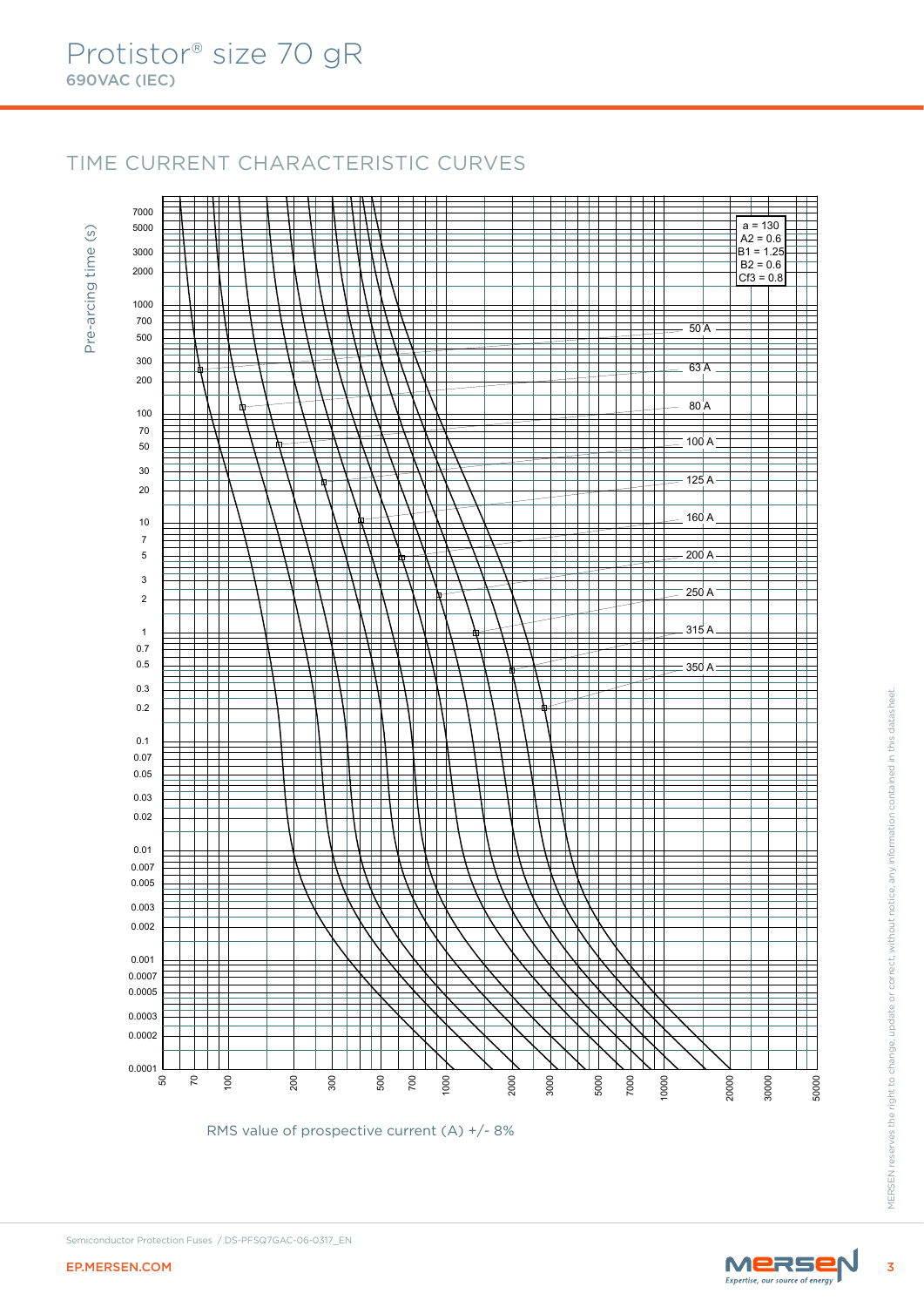# Protistor® size 70 gR

690VAC (IEC)

## TIME CURRENT CHARACTERISTIC CURVES

Pre-arcing time (s)

a = 130
A2 = 0.6
B1 = 1.25
B2 = 0.6
Cf3 = 0.8

50 A
63 A
80 A
100 A
125 A
160 A
200 A
250 A
315 A
350 A

RMS value of prospective current (A) +/- 8%

MERSEN reserves the right to change, update or correct, without notice, any information contained in this datasheet.

Semiconductor Protection Fuses / DS-PFSQ7GAC-06-0317_EN

EP.MERSEN.COM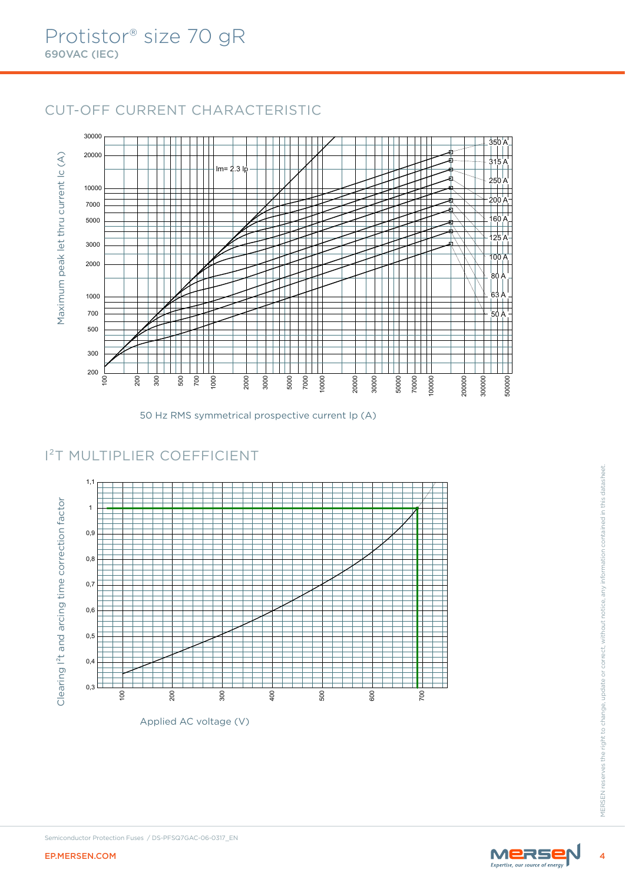# Protistor® size 70 gR

**690VAC (IEC)**

## CUT-OFF CURRENT CHARACTERISTIC

Maximum peak let thru current Ic (A)

Im= 2.3 Ip

350 A
315 A
250 A
200 A
160 A
125 A
100 A
80 A
63 A
50 A

50 Hz RMS symmetrical prospective current Ip (A)

## I²T MULTIPLIER COEFFICIENT

Clearing I²t and arcing time correction factor

Applied AC voltage (V)

Semiconductor Protection Fuses / DS-PFSQ7GAC-06-0317_EN

EP.MERSEN.COM

MERSEN reserves the right to change, update or correct, without notice, any information contained in this datasheet.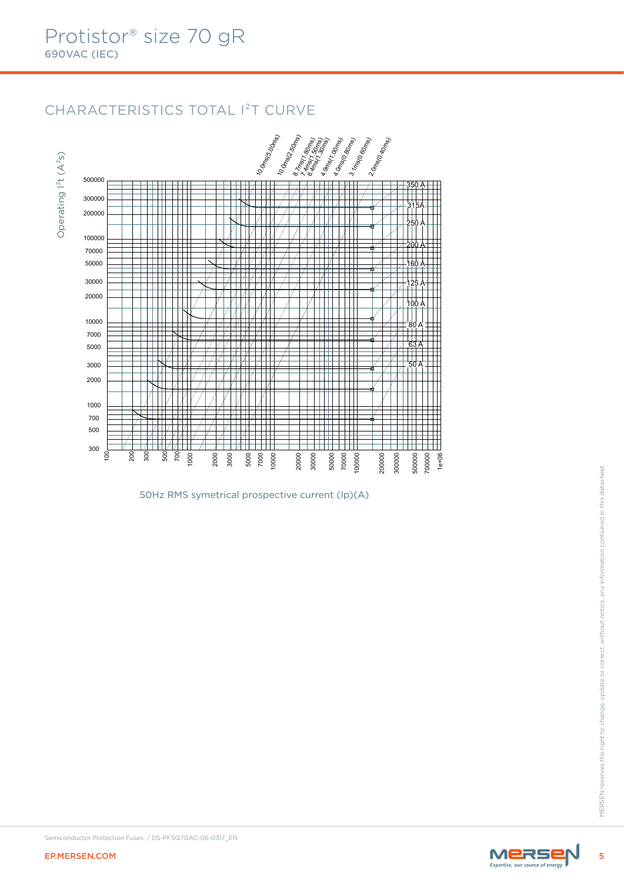# Protistor® size 70 gR

**690VAC (IEC)**

## CHARACTERISTICS TOTAL I²T CURVE

Operating $I^2t$ ($A^2s$)

10.0ms(5.00ms) 10.0ms(2.50ms) 8.7ms(1.80ms) 7.4ms(1.50ms) 6.4ms(1.30ms) 4.9ms(1.00ms) 4.0ms(0.80ms) 3.1ms(0.60ms) 2.0ms(0.40ms)

350 A, 315A, 250 A, 200 A, 160 A, 125 A, 100 A, 80 A, 63 A, 50 A

500000, 300000, 200000, 100000, 70000, 50000, 30000, 20000, 10000, 7000, 5000, 3000, 2000, 1000, 700, 500, 300

100, 200, 300, 500, 700, 1000, 2000, 3000, 5000, 7000, 10000, 20000, 30000, 50000, 70000, 100000, 200000, 300000, 500000, 700000, 1e+06

50Hz RMS symetrical prospective current (Ip)(A)

Semiconductor Protection Fuses / DS-PFSQ7GAC-06-0317_EN

EP.MERSEN.COM

MERSEN reserves the right to change, update or correct, without notice, any information contained in this datasheet.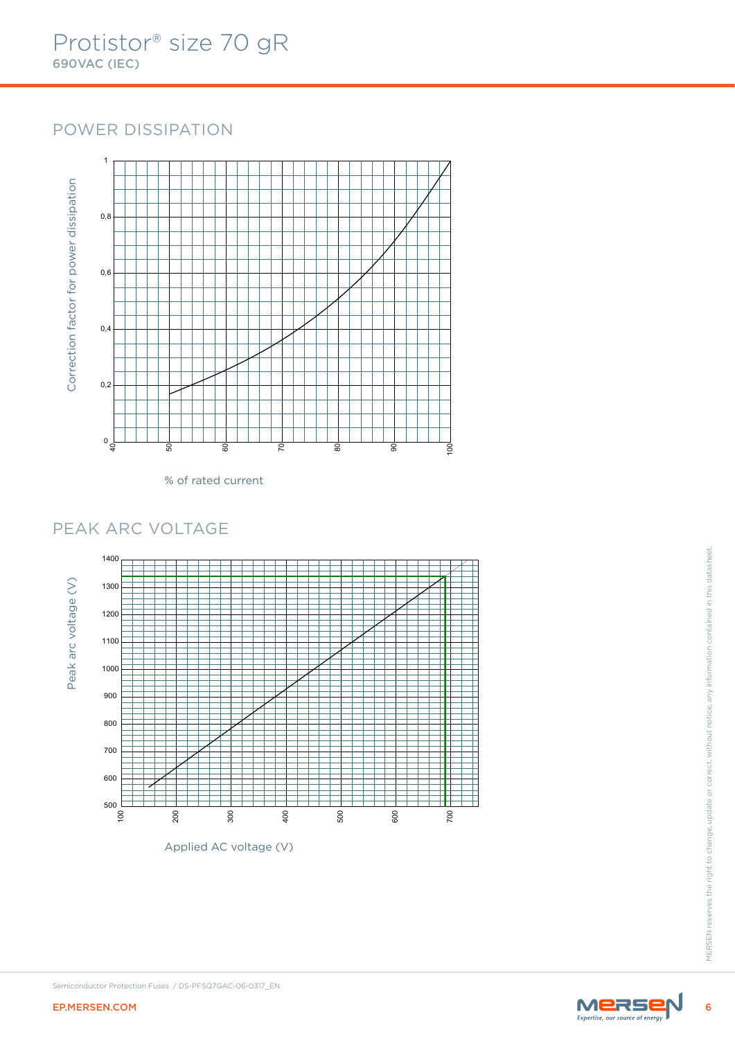# Protistor® size 70 gR

690VAC (IEC)

## POWER DISSIPATION

Correction factor for power dissipation

0 · 0,2 · 0,4 · 0,6 · 0,8 · 1

40 · 50 · 60 · 70 · 80 · 90 · 100

% of rated current

## PEAK ARC VOLTAGE

Peak arc voltage (V)

500 · 600 · 700 · 800 · 900 · 1000 · 1100 · 1200 · 1300 · 1400

100 · 200 · 300 · 400 · 500 · 600 · 700

Applied AC voltage (V)

Semiconductor Protection Fuses / DS-PFSQ7GAC-06-0317_EN

EP.MERSEN.COM

MERSEN reserves the right to change, update or correct, without notice, any information contained in this datasheet.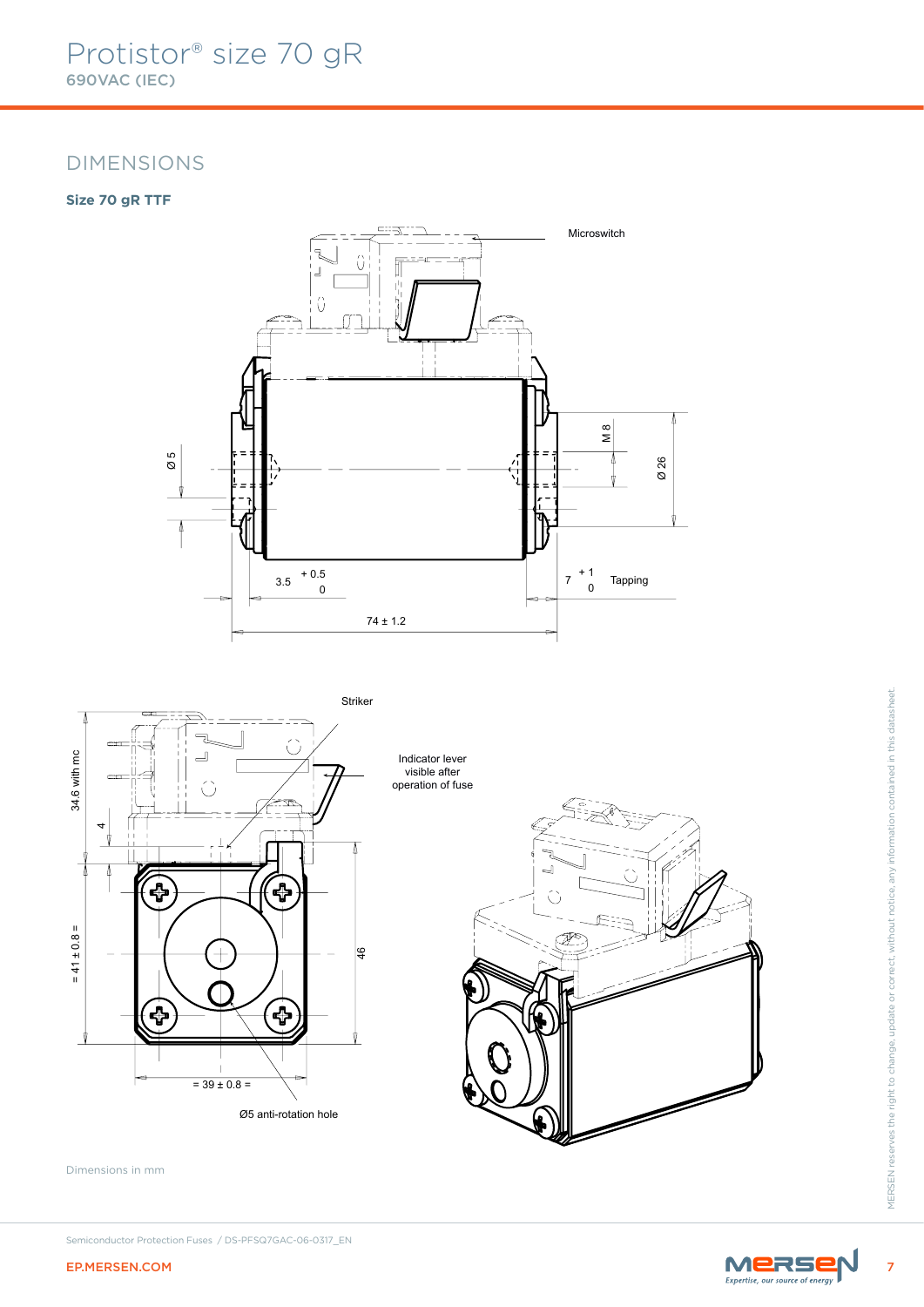# Protistor® size 70 gR

690VAC (IEC)

## DIMENSIONS

### Size 70 gR TTF

Microswitch

Ø 5

M 8

Ø 26

3.5 +0.5 0

7 +1 0 Tapping

74 ± 1.2

Striker

Indicator lever visible after operation of fuse

34.6 with mc

4

= 41 ± 0.8 =

46

= 39 ± 0.8 =

Ø5 anti-rotation hole

Dimensions in mm

MERSEN reserves the right to change, update or correct, without notice, any information contained in this datasheet.

Semiconductor Protection Fuses / DS-PFSQ7GAC-06-0317_EN

EP.MERSEN.COM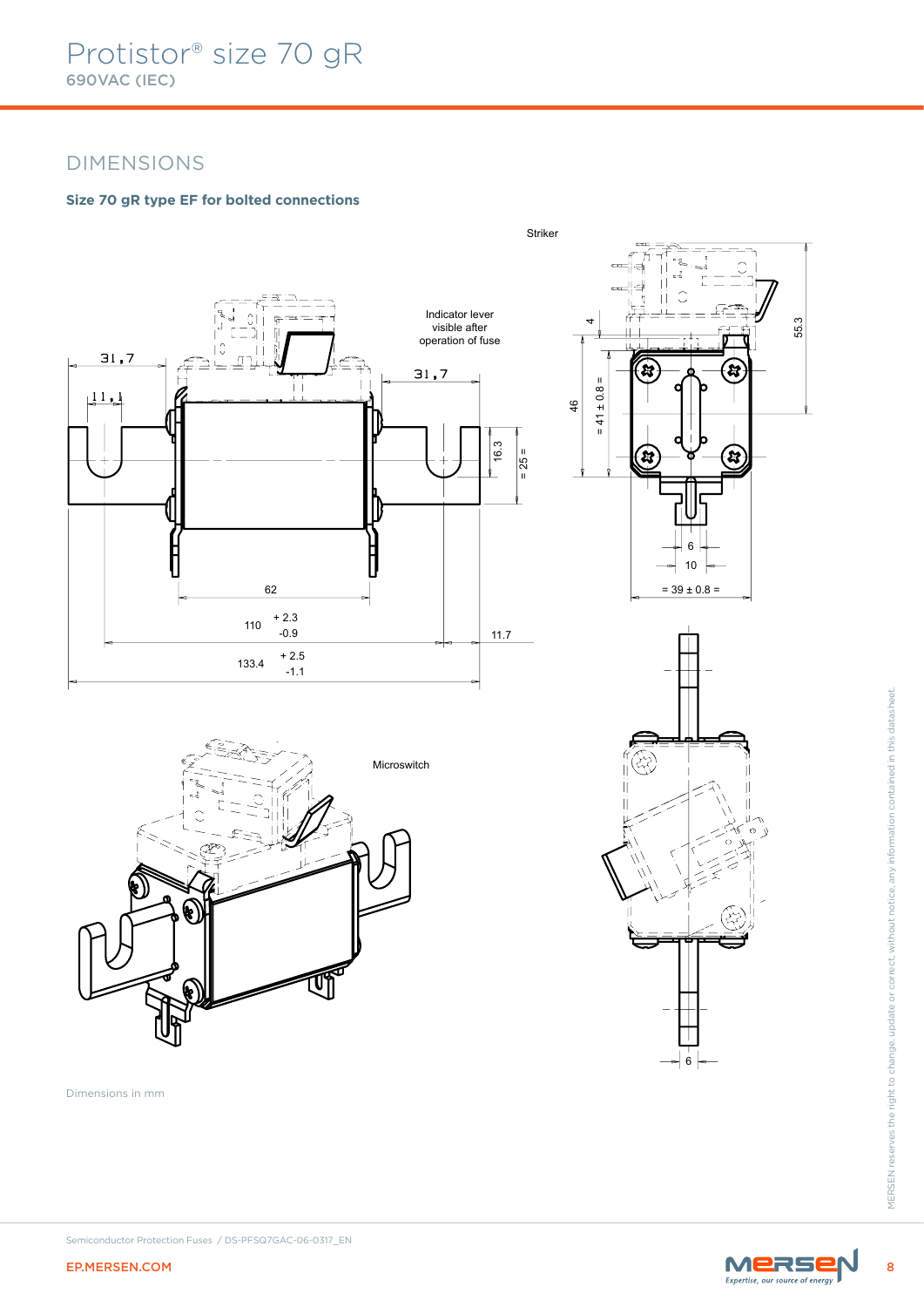## DIMENSIONS

### Size 70 gR type EF for bolted connections

Striker

Indicator lever visible after operation of fuse

31,7

11,1

31,7

16.3

= 25 =

4

46

= 41 ± 0.8 =

55.3

6

10

= 39 ± 0.8 =

62

110 + 2.3 -0.9

11.7

133.4 + 2.5 -1.1

Microswitch

6

Dimensions in mm

MERSEN reserves the right to change, update or correct, without notice, any information contained in this datasheet.

Semiconductor Protection Fuses / DS-PFSQ7GAC-06-0317_EN

EP.MERSEN.COM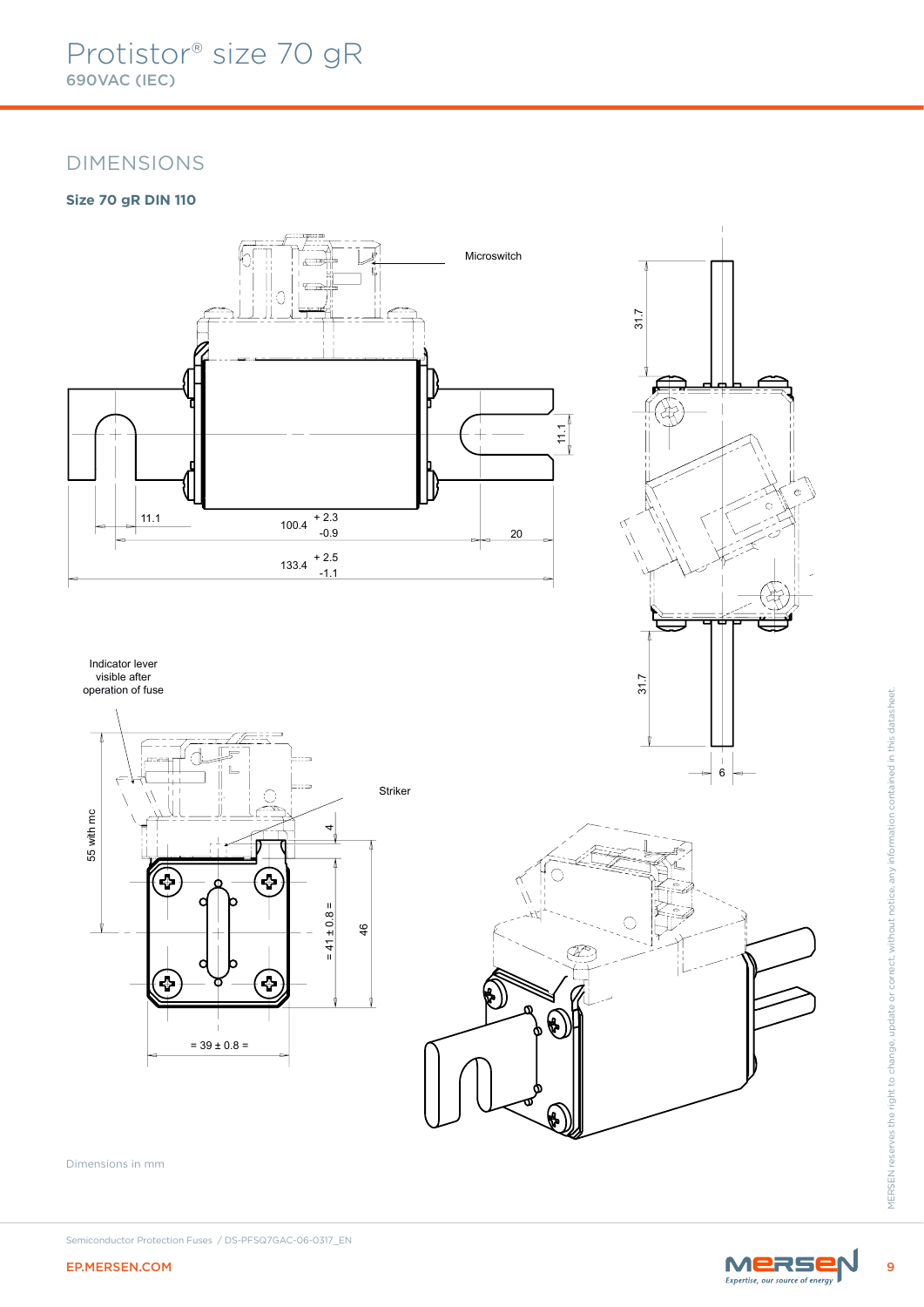# Protistor® size 70 gR

690VAC (IEC)

## DIMENSIONS

### Size 70 gR DIN 110

Microswitch

31.7

11.1

11.1

100.4 + 2.3 -0.9

20

133.4 + 2.5 -1.1

Indicator lever visible after operation of fuse

31.7

6

Striker

55 with mc

4

= 41 ± 0.8 =

46

= 39 ± 0.8 =

Dimensions in mm

MERSEN reserves the right to change, update or correct, without notice, any information contained in this datasheet.

Semiconductor Protection Fuses / DS-PFSQ7GAC-06-0317_EN

EP.MERSEN.COM